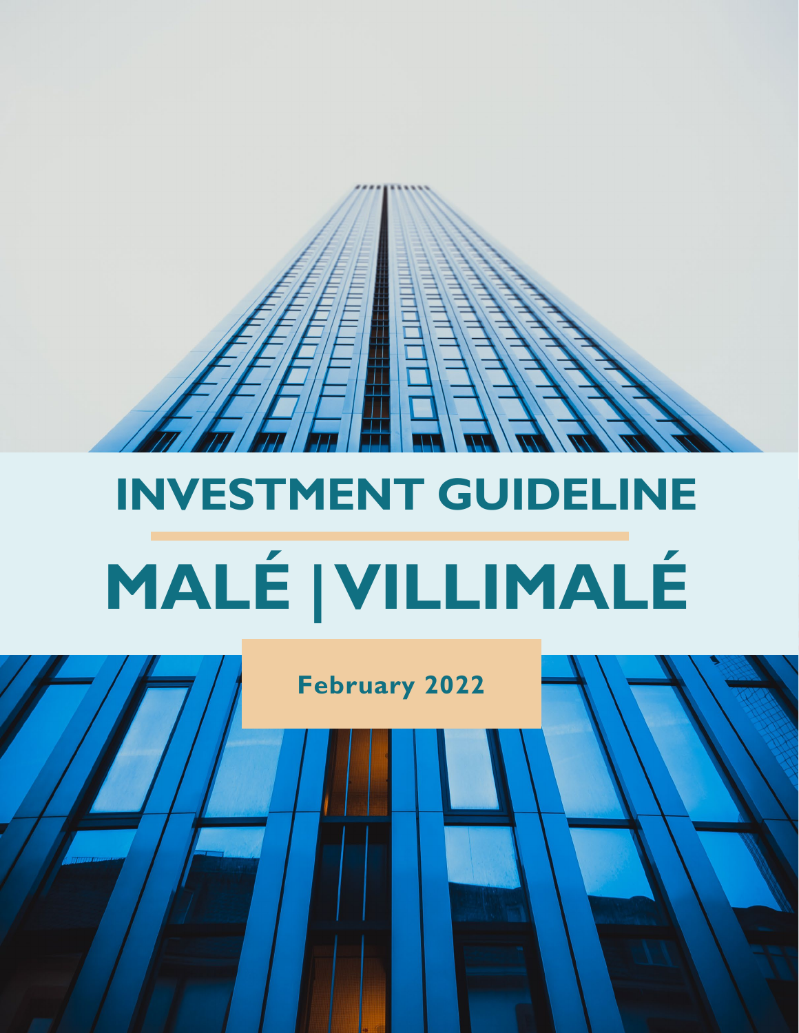# INVESTMENT GUIDELINE

# MALÉ | VILLIMALÉ

**February 2022**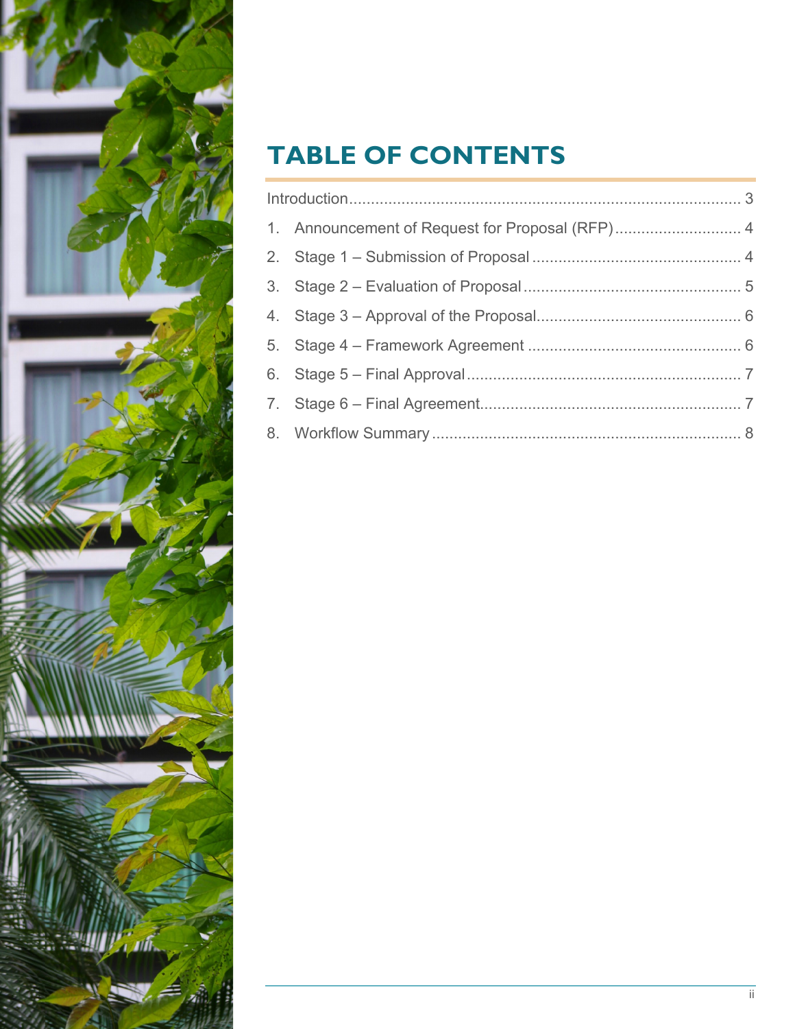# TABLE OF CONTENTS

Introduction ........................................................................................ 3

1. Announcement of Request for Proposal (RFP) ............................ 4
2. Stage 1 – Submission of Proposal ............................................... 4
3. Stage 2 – Evaluation of Proposal ................................................ 5
4. Stage 3 – Approval of the Proposal .............................................. 6
5. Stage 4 – Framework Agreement ................................................ 6
6. Stage 5 – Final Approval .............................................................. 7
7. Stage 6 – Final Agreement ........................................................... 7
8. Workflow Summary ...................................................................... 8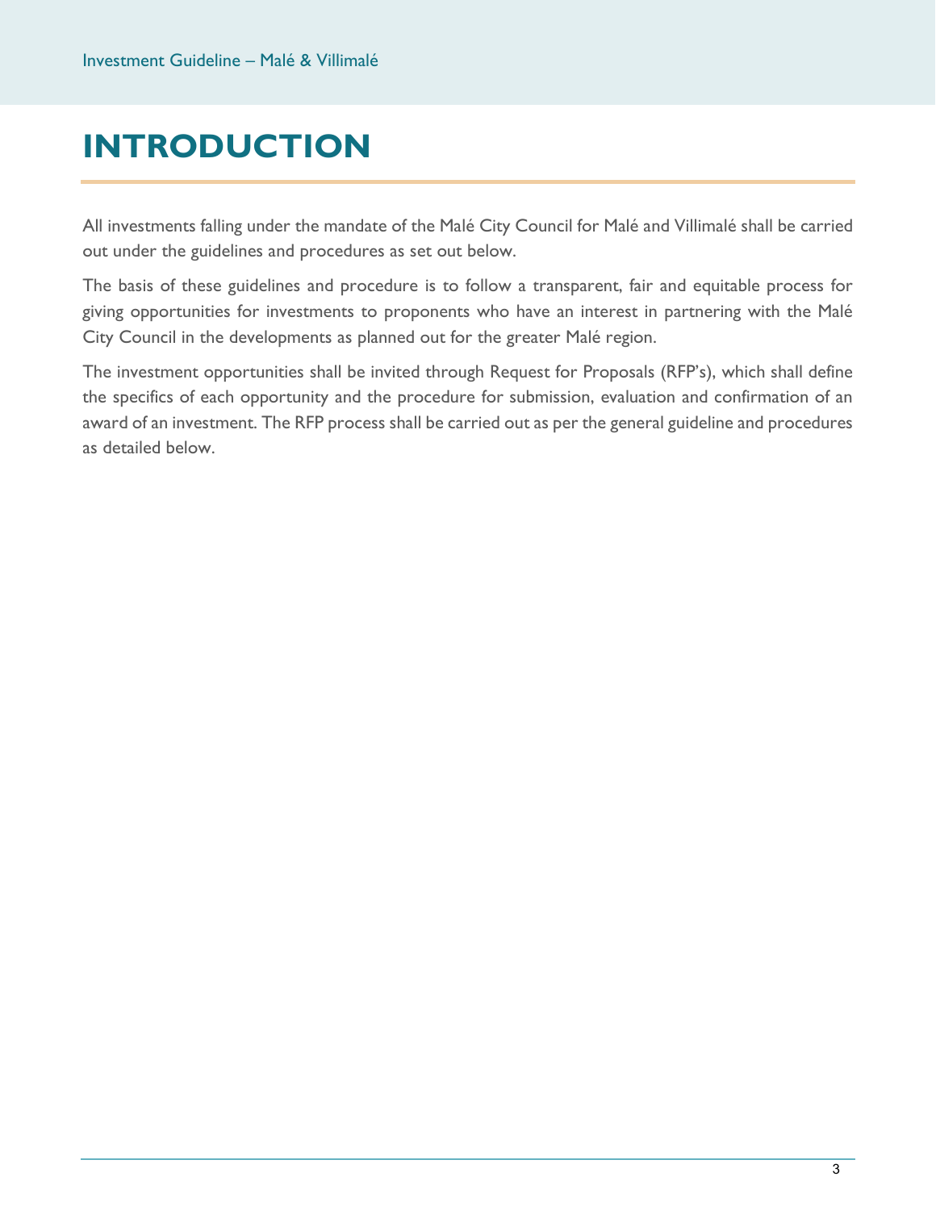# INTRODUCTION

All investments falling under the mandate of the Malé City Council for Malé and Villimalé shall be carried out under the guidelines and procedures as set out below.

The basis of these guidelines and procedure is to follow a transparent, fair and equitable process for giving opportunities for investments to proponents who have an interest in partnering with the Malé City Council in the developments as planned out for the greater Malé region.

The investment opportunities shall be invited through Request for Proposals (RFP's), which shall define the specifics of each opportunity and the procedure for submission, evaluation and confirmation of an award of an investment. The RFP process shall be carried out as per the general guideline and procedures as detailed below.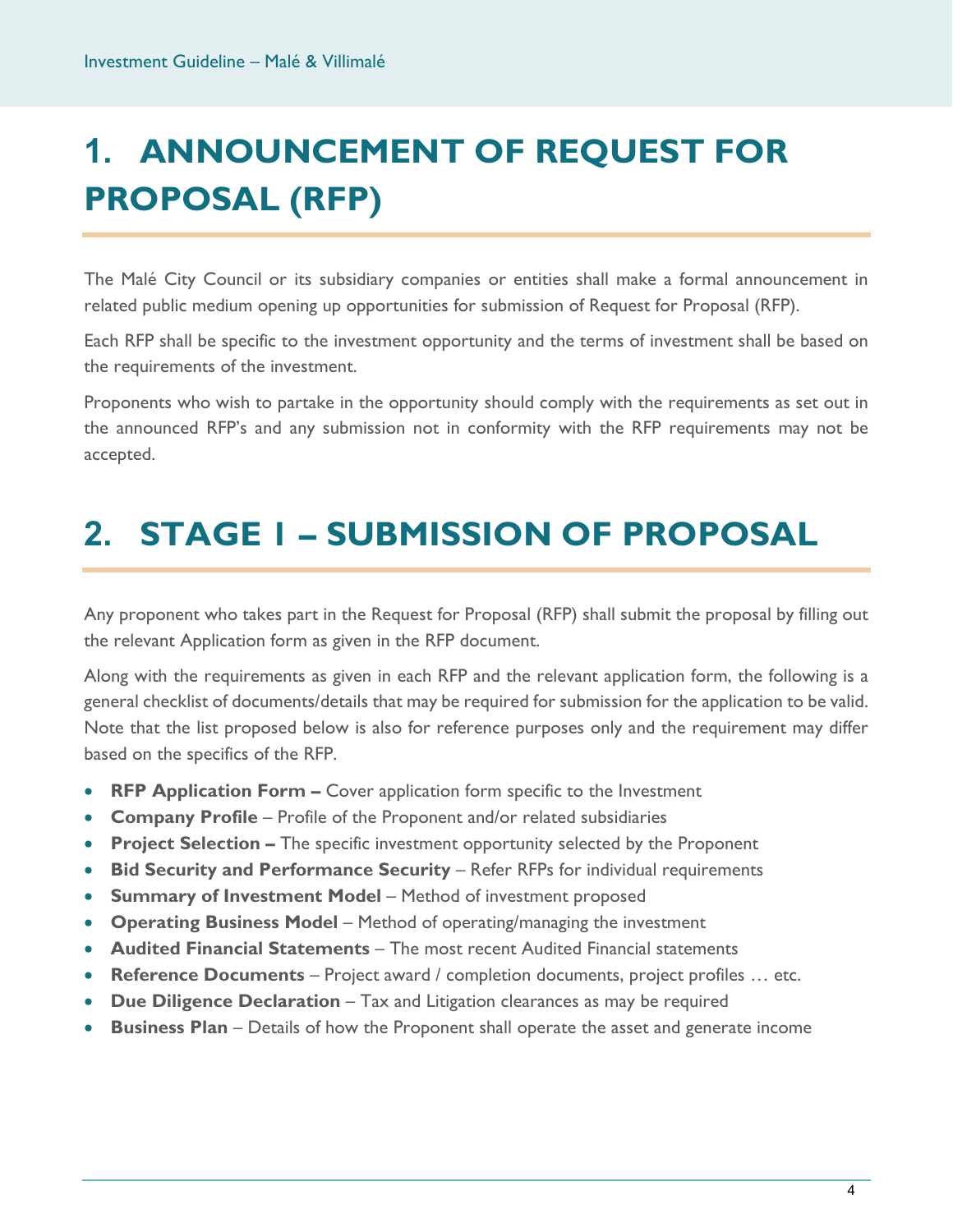# 1. ANNOUNCEMENT OF REQUEST FOR PROPOSAL (RFP)

The Malé City Council or its subsidiary companies or entities shall make a formal announcement in related public medium opening up opportunities for submission of Request for Proposal (RFP).

Each RFP shall be specific to the investment opportunity and the terms of investment shall be based on the requirements of the investment.

Proponents who wish to partake in the opportunity should comply with the requirements as set out in the announced RFP's and any submission not in conformity with the RFP requirements may not be accepted.

# 2. STAGE 1 – SUBMISSION OF PROPOSAL

Any proponent who takes part in the Request for Proposal (RFP) shall submit the proposal by filling out the relevant Application form as given in the RFP document.

Along with the requirements as given in each RFP and the relevant application form, the following is a general checklist of documents/details that may be required for submission for the application to be valid. Note that the list proposed below is also for reference purposes only and the requirement may differ based on the specifics of the RFP.

- **RFP Application Form –** Cover application form specific to the Investment
- **Company Profile** – Profile of the Proponent and/or related subsidiaries
- **Project Selection –** The specific investment opportunity selected by the Proponent
- **Bid Security and Performance Security** – Refer RFPs for individual requirements
- **Summary of Investment Model** – Method of investment proposed
- **Operating Business Model** – Method of operating/managing the investment
- **Audited Financial Statements** – The most recent Audited Financial statements
- **Reference Documents** – Project award / completion documents, project profiles … etc.
- **Due Diligence Declaration** – Tax and Litigation clearances as may be required
- **Business Plan** – Details of how the Proponent shall operate the asset and generate income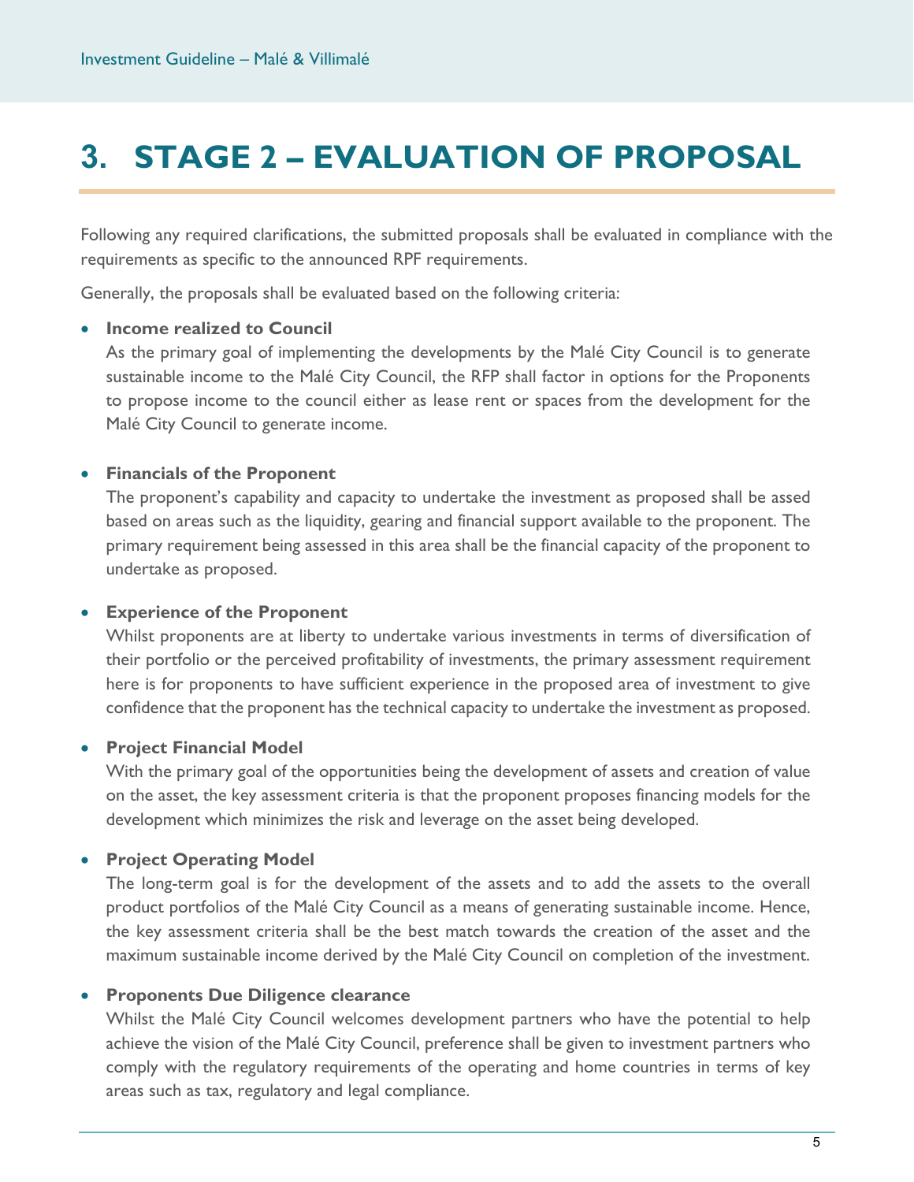# 3. STAGE 2 – EVALUATION OF PROPOSAL

Following any required clarifications, the submitted proposals shall be evaluated in compliance with the requirements as specific to the announced RPF requirements.

Generally, the proposals shall be evaluated based on the following criteria:

- **Income realized to Council**
  As the primary goal of implementing the developments by the Malé City Council is to generate sustainable income to the Malé City Council, the RFP shall factor in options for the Proponents to propose income to the council either as lease rent or spaces from the development for the Malé City Council to generate income.

- **Financials of the Proponent**
  The proponent's capability and capacity to undertake the investment as proposed shall be assed based on areas such as the liquidity, gearing and financial support available to the proponent. The primary requirement being assessed in this area shall be the financial capacity of the proponent to undertake as proposed.

- **Experience of the Proponent**
  Whilst proponents are at liberty to undertake various investments in terms of diversification of their portfolio or the perceived profitability of investments, the primary assessment requirement here is for proponents to have sufficient experience in the proposed area of investment to give confidence that the proponent has the technical capacity to undertake the investment as proposed.

- **Project Financial Model**
  With the primary goal of the opportunities being the development of assets and creation of value on the asset, the key assessment criteria is that the proponent proposes financing models for the development which minimizes the risk and leverage on the asset being developed.

- **Project Operating Model**
  The long-term goal is for the development of the assets and to add the assets to the overall product portfolios of the Malé City Council as a means of generating sustainable income. Hence, the key assessment criteria shall be the best match towards the creation of the asset and the maximum sustainable income derived by the Malé City Council on completion of the investment.

- **Proponents Due Diligence clearance**
  Whilst the Malé City Council welcomes development partners who have the potential to help achieve the vision of the Malé City Council, preference shall be given to investment partners who comply with the regulatory requirements of the operating and home countries in terms of key areas such as tax, regulatory and legal compliance.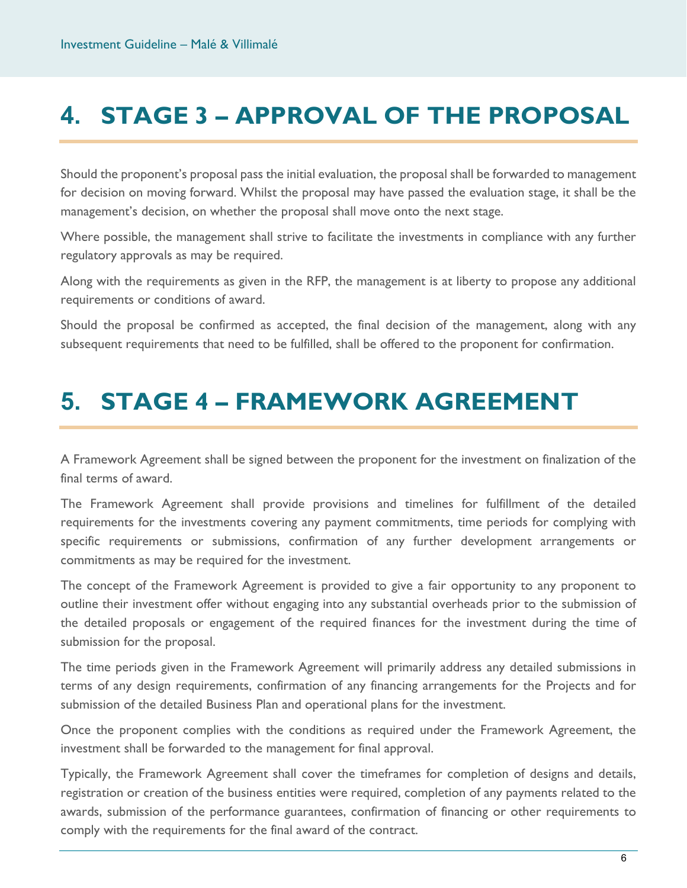# 4. STAGE 3 – APPROVAL OF THE PROPOSAL

Should the proponent's proposal pass the initial evaluation, the proposal shall be forwarded to management for decision on moving forward. Whilst the proposal may have passed the evaluation stage, it shall be the management's decision, on whether the proposal shall move onto the next stage.

Where possible, the management shall strive to facilitate the investments in compliance with any further regulatory approvals as may be required.

Along with the requirements as given in the RFP, the management is at liberty to propose any additional requirements or conditions of award.

Should the proposal be confirmed as accepted, the final decision of the management, along with any subsequent requirements that need to be fulfilled, shall be offered to the proponent for confirmation.

# 5. STAGE 4 – FRAMEWORK AGREEMENT

A Framework Agreement shall be signed between the proponent for the investment on finalization of the final terms of award.

The Framework Agreement shall provide provisions and timelines for fulfillment of the detailed requirements for the investments covering any payment commitments, time periods for complying with specific requirements or submissions, confirmation of any further development arrangements or commitments as may be required for the investment.

The concept of the Framework Agreement is provided to give a fair opportunity to any proponent to outline their investment offer without engaging into any substantial overheads prior to the submission of the detailed proposals or engagement of the required finances for the investment during the time of submission for the proposal.

The time periods given in the Framework Agreement will primarily address any detailed submissions in terms of any design requirements, confirmation of any financing arrangements for the Projects and for submission of the detailed Business Plan and operational plans for the investment.

Once the proponent complies with the conditions as required under the Framework Agreement, the investment shall be forwarded to the management for final approval.

Typically, the Framework Agreement shall cover the timeframes for completion of designs and details, registration or creation of the business entities were required, completion of any payments related to the awards, submission of the performance guarantees, confirmation of financing or other requirements to comply with the requirements for the final award of the contract.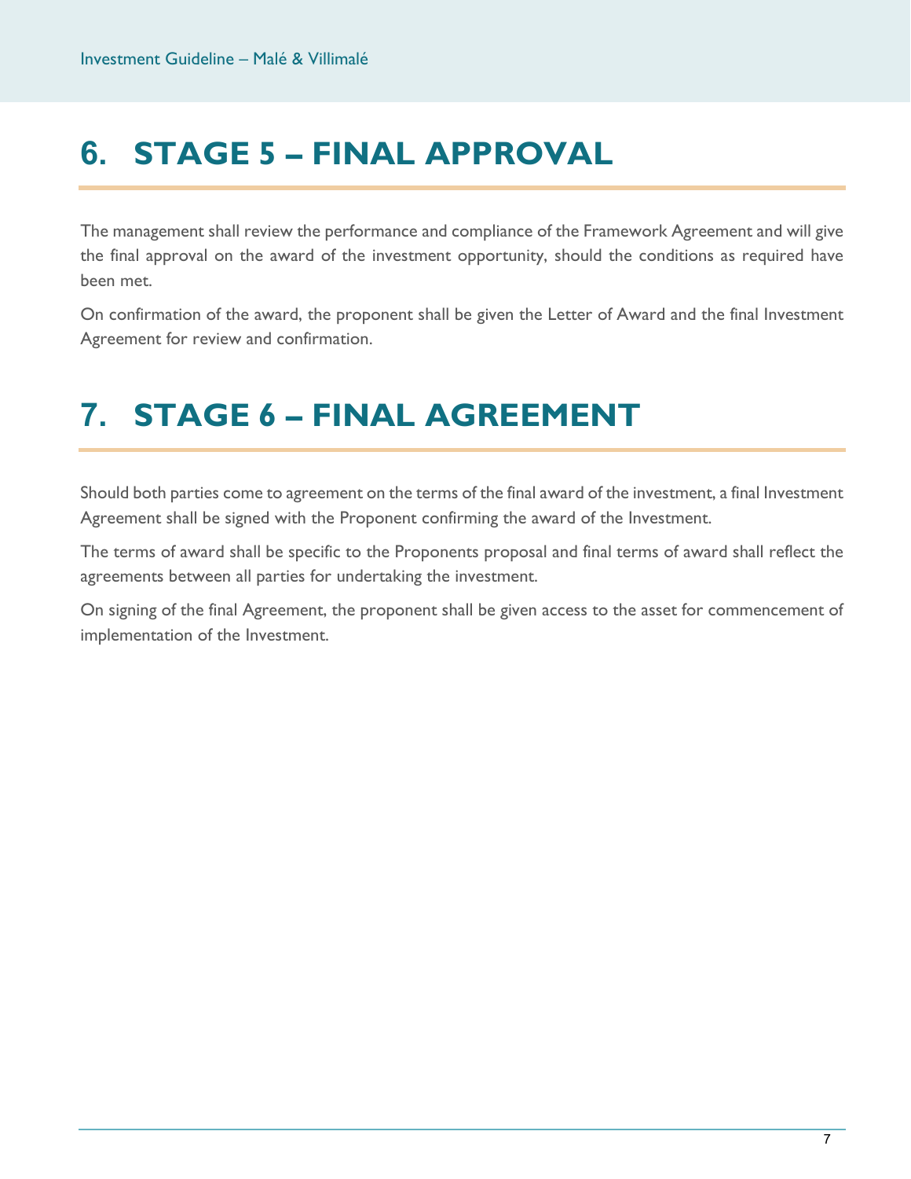# 6. STAGE 5 – FINAL APPROVAL

The management shall review the performance and compliance of the Framework Agreement and will give the final approval on the award of the investment opportunity, should the conditions as required have been met.

On confirmation of the award, the proponent shall be given the Letter of Award and the final Investment Agreement for review and confirmation.

# 7. STAGE 6 – FINAL AGREEMENT

Should both parties come to agreement on the terms of the final award of the investment, a final Investment Agreement shall be signed with the Proponent confirming the award of the Investment.

The terms of award shall be specific to the Proponents proposal and final terms of award shall reflect the agreements between all parties for undertaking the investment.

On signing of the final Agreement, the proponent shall be given access to the asset for commencement of implementation of the Investment.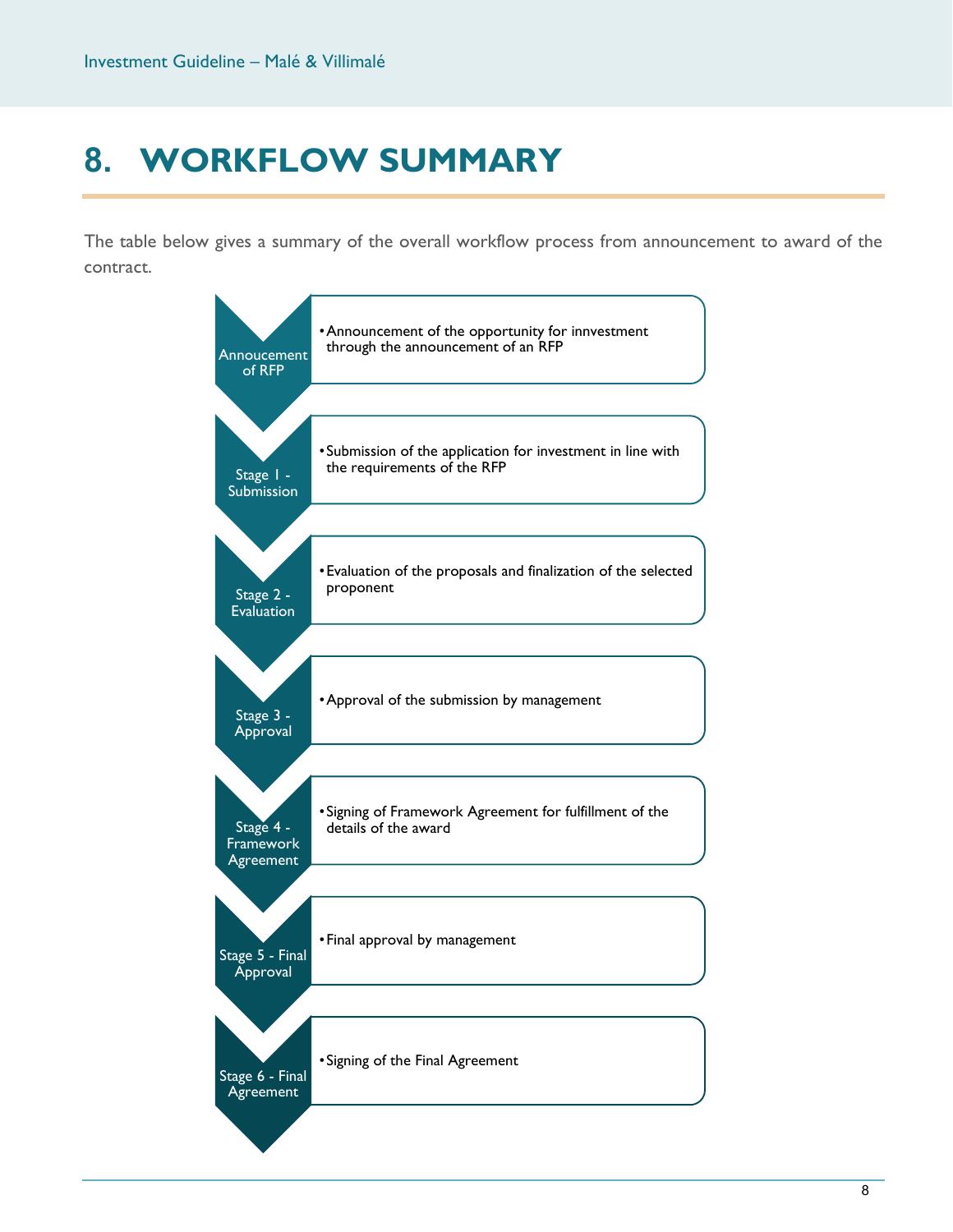# 8. WORKFLOW SUMMARY

The table below gives a summary of the overall workflow process from announcement to award of the contract.

| | |
|---|---|
| Annoucement of RFP | • Announcement of the opportunity for innvestment through the announcement of an RFP |
| Stage 1 - Submission | • Submission of the application for investment in line with the requirements of the RFP |
| Stage 2 - Evaluation | • Evaluation of the proposals and finalization of the selected proponent |
| Stage 3 - Approval | • Approval of the submission by management |
| Stage 4 - Framework Agreement | • Signing of Framework Agreement for fulfillment of the details of the award |
| Stage 5 - Final Approval | • Final approval by management |
| Stage 6 - Final Agreement | • Signing of the Final Agreement |